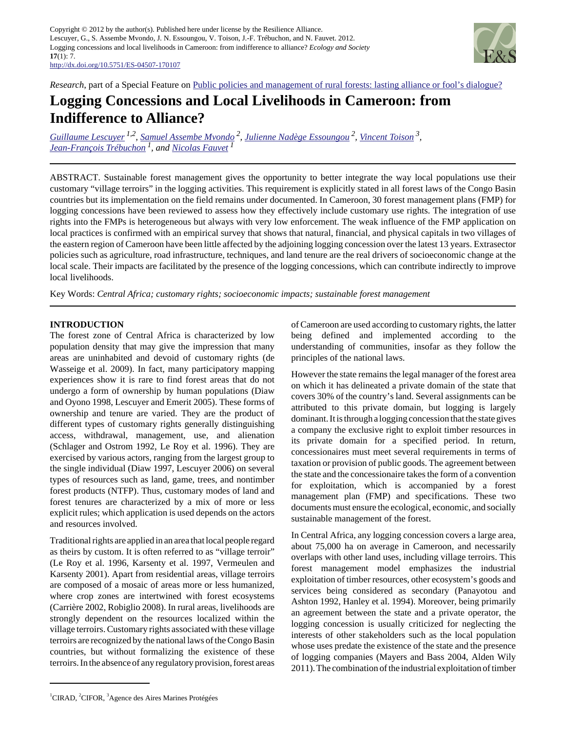Copyright © 2012 by the author(s). Published here under license by the Resilience Alliance.
Lescuyer, G., S. Assembe Mvondo, J. N. Essoungou, V. Toison, J.-F. Trébuchon, and N. Fauvet. 2012. Logging concessions and local livelihoods in Cameroon: from indifference to alliance? *Ecology and Society* **17**(1): 7.
http://dx.doi.org/10.5751/ES-04507-170107

*Research*, part of a Special Feature on Public policies and management of rural forests: lasting alliance or fool's dialogue?

# Logging Concessions and Local Livelihoods in Cameroon: from Indifference to Alliance?

*Guillaume Lescuyer [1,2], Samuel Assembe Mvondo [2], Julienne Nadège Essoungou [2], Vincent Toison [3], Jean-François Trébuchon [1], and Nicolas Fauvet [1]*

ABSTRACT. Sustainable forest management gives the opportunity to better integrate the way local populations use their customary "village terroirs" in the logging activities. This requirement is explicitly stated in all forest laws of the Congo Basin countries but its implementation on the field remains under documented. In Cameroon, 30 forest management plans (FMP) for logging concessions have been reviewed to assess how they effectively include customary use rights. The integration of use rights into the FMPs is heterogeneous but always with very low enforcement. The weak influence of the FMP application on local practices is confirmed with an empirical survey that shows that natural, financial, and physical capitals in two villages of the eastern region of Cameroon have been little affected by the adjoining logging concession over the latest 13 years. Extrasector policies such as agriculture, road infrastructure, techniques, and land tenure are the real drivers of socioeconomic change at the local scale. Their impacts are facilitated by the presence of the logging concessions, which can contribute indirectly to improve local livelihoods.

Key Words: *Central Africa; customary rights; socioeconomic impacts; sustainable forest management*

## INTRODUCTION

The forest zone of Central Africa is characterized by low population density that may give the impression that many areas are uninhabited and devoid of customary rights (de Wasseige et al. 2009). In fact, many participatory mapping experiences show it is rare to find forest areas that do not undergo a form of ownership by human populations (Diaw and Oyono 1998, Lescuyer and Emerit 2005). These forms of ownership and tenure are varied. They are the product of different types of customary rights generally distinguishing access, withdrawal, management, use, and alienation (Schlager and Ostrom 1992, Le Roy et al. 1996). They are exercised by various actors, ranging from the largest group to the single individual (Diaw 1997, Lescuyer 2006) on several types of resources such as land, game, trees, and nontimber forest products (NTFP). Thus, customary modes of land and forest tenures are characterized by a mix of more or less explicit rules; which application is used depends on the actors and resources involved.

Traditional rights are applied in an area that local people regard as theirs by custom. It is often referred to as "village terroir" (Le Roy et al. 1996, Karsenty et al. 1997, Vermeulen and Karsenty 2001). Apart from residential areas, village terroirs are composed of a mosaic of areas more or less humanized, where crop zones are intertwined with forest ecosystems (Carrière 2002, Robiglio 2008). In rural areas, livelihoods are strongly dependent on the resources localized within the village terroirs. Customary rights associated with these village terroirs are recognized by the national laws of the Congo Basin countries, but without formalizing the existence of these terroirs. In the absence of any regulatory provision, forest areas of Cameroon are used according to customary rights, the latter being defined and implemented according to the understanding of communities, insofar as they follow the principles of the national laws.

However the state remains the legal manager of the forest area on which it has delineated a private domain of the state that covers 30% of the country's land. Several assignments can be attributed to this private domain, but logging is largely dominant. It is through a logging concession that the state gives a company the exclusive right to exploit timber resources in its private domain for a specified period. In return, concessionaires must meet several requirements in terms of taxation or provision of public goods. The agreement between the state and the concessionaire takes the form of a convention for exploitation, which is accompanied by a forest management plan (FMP) and specifications. These two documents must ensure the ecological, economic, and socially sustainable management of the forest.

In Central Africa, any logging concession covers a large area, about 75,000 ha on average in Cameroon, and necessarily overlaps with other land uses, including village terroirs. This forest management model emphasizes the industrial exploitation of timber resources, other ecosystem's goods and services being considered as secondary (Panayotou and Ashton 1992, Hanley et al. 1994). Moreover, being primarily an agreement between the state and a private operator, the logging concession is usually criticized for neglecting the interests of other stakeholders such as the local population whose uses predate the existence of the state and the presence of logging companies (Mayers and Bass 2004, Alden Wily 2011). The combination of the industrial exploitation of timber

[1]CIRAD, [2]CIFOR, [3]Agence des Aires Marines Protégées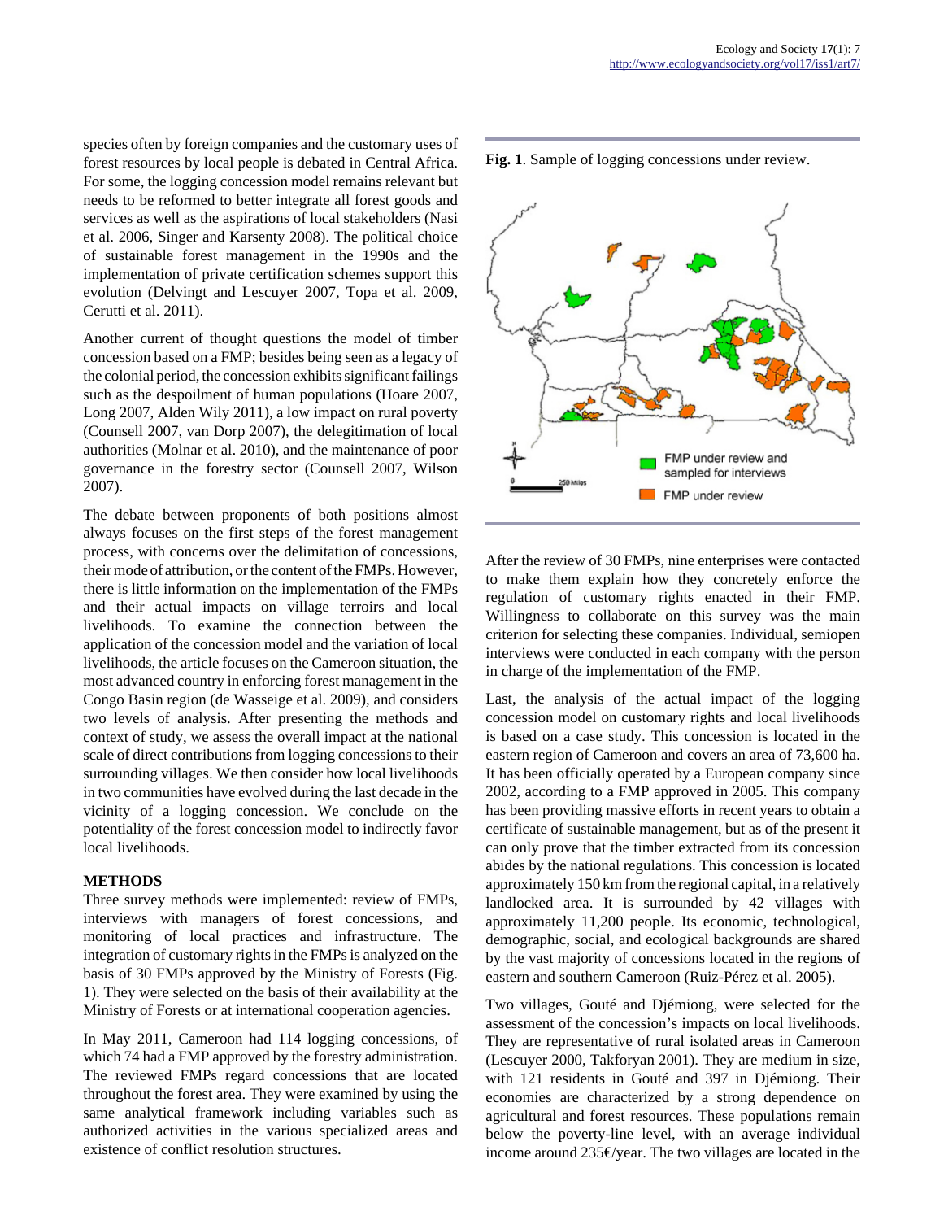species often by foreign companies and the customary uses of forest resources by local people is debated in Central Africa. For some, the logging concession model remains relevant but needs to be reformed to better integrate all forest goods and services as well as the aspirations of local stakeholders (Nasi et al. 2006, Singer and Karsenty 2008). The political choice of sustainable forest management in the 1990s and the implementation of private certification schemes support this evolution (Delvingt and Lescuyer 2007, Topa et al. 2009, Cerutti et al. 2011).

Another current of thought questions the model of timber concession based on a FMP; besides being seen as a legacy of the colonial period, the concession exhibits significant failings such as the despoilment of human populations (Hoare 2007, Long 2007, Alden Wily 2011), a low impact on rural poverty (Counsell 2007, van Dorp 2007), the delegitimation of local authorities (Molnar et al. 2010), and the maintenance of poor governance in the forestry sector (Counsell 2007, Wilson 2007).

The debate between proponents of both positions almost always focuses on the first steps of the forest management process, with concerns over the delimitation of concessions, their mode of attribution, or the content of the FMPs. However, there is little information on the implementation of the FMPs and their actual impacts on village terroirs and local livelihoods. To examine the connection between the application of the concession model and the variation of local livelihoods, the article focuses on the Cameroon situation, the most advanced country in enforcing forest management in the Congo Basin region (de Wasseige et al. 2009), and considers two levels of analysis. After presenting the methods and context of study, we assess the overall impact at the national scale of direct contributions from logging concessions to their surrounding villages. We then consider how local livelihoods in two communities have evolved during the last decade in the vicinity of a logging concession. We conclude on the potentiality of the forest concession model to indirectly favor local livelihoods.

## METHODS

Three survey methods were implemented: review of FMPs, interviews with managers of forest concessions, and monitoring of local practices and infrastructure. The integration of customary rights in the FMPs is analyzed on the basis of 30 FMPs approved by the Ministry of Forests (Fig. 1). They were selected on the basis of their availability at the Ministry of Forests or at international cooperation agencies.

In May 2011, Cameroon had 114 logging concessions, of which 74 had a FMP approved by the forestry administration. The reviewed FMPs regard concessions that are located throughout the forest area. They were examined by using the same analytical framework including variables such as authorized activities in the various specialized areas and existence of conflict resolution structures.

**Fig. 1**. Sample of logging concessions under review.

After the review of 30 FMPs, nine enterprises were contacted to make them explain how they concretely enforce the regulation of customary rights enacted in their FMP. Willingness to collaborate on this survey was the main criterion for selecting these companies. Individual, semiopen interviews were conducted in each company with the person in charge of the implementation of the FMP.

Last, the analysis of the actual impact of the logging concession model on customary rights and local livelihoods is based on a case study. This concession is located in the eastern region of Cameroon and covers an area of 73,600 ha. It has been officially operated by a European company since 2002, according to a FMP approved in 2005. This company has been providing massive efforts in recent years to obtain a certificate of sustainable management, but as of the present it can only prove that the timber extracted from its concession abides by the national regulations. This concession is located approximately 150 km from the regional capital, in a relatively landlocked area. It is surrounded by 42 villages with approximately 11,200 people. Its economic, technological, demographic, social, and ecological backgrounds are shared by the vast majority of concessions located in the regions of eastern and southern Cameroon (Ruiz-Pérez et al. 2005).

Two villages, Gouté and Djémiong, were selected for the assessment of the concession's impacts on local livelihoods. They are representative of rural isolated areas in Cameroon (Lescuyer 2000, Takforyan 2001). They are medium in size, with 121 residents in Gouté and 397 in Djémiong. Their economies are characterized by a strong dependence on agricultural and forest resources. These populations remain below the poverty-line level, with an average individual income around 235€/year. The two villages are located in the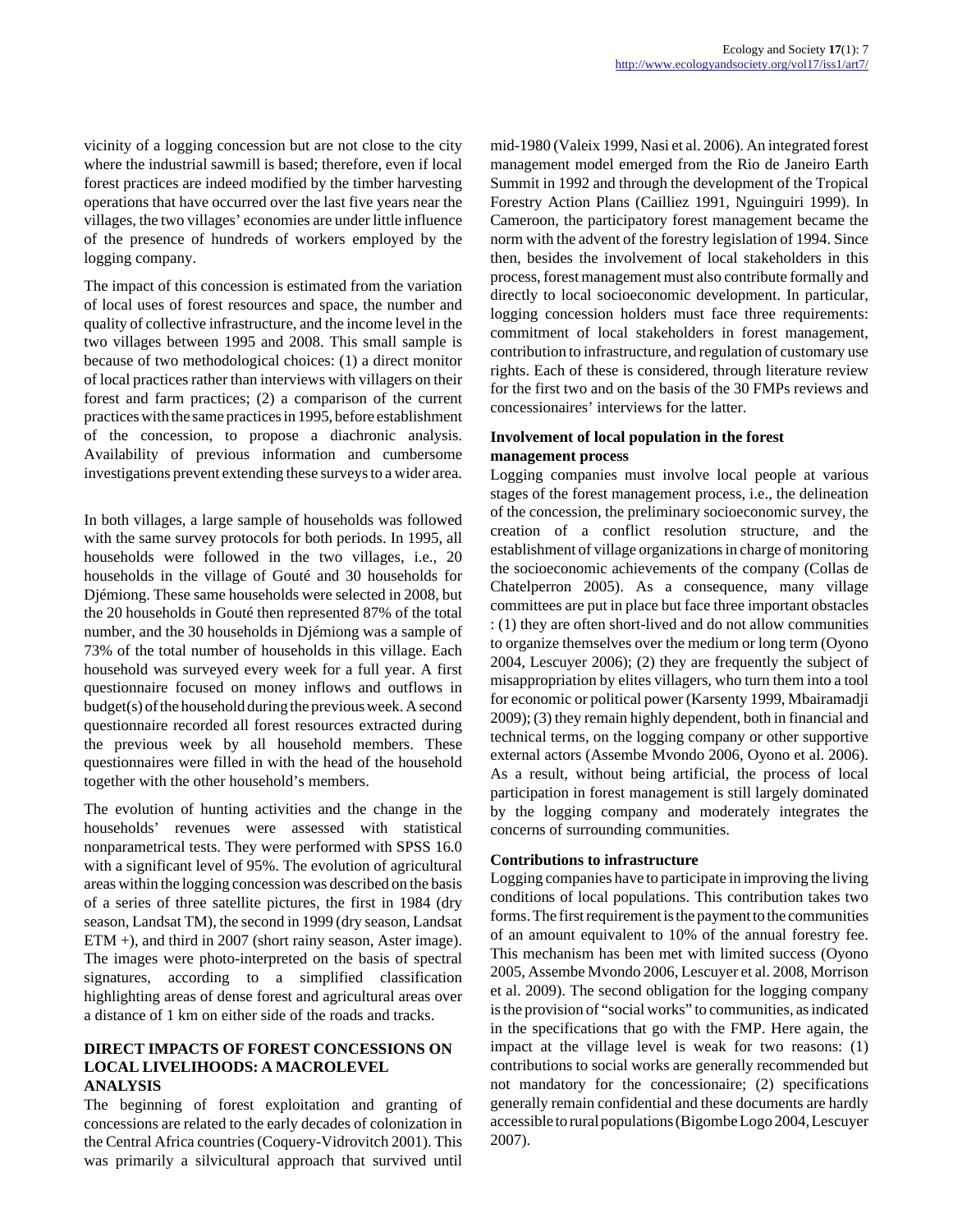vicinity of a logging concession but are not close to the city where the industrial sawmill is based; therefore, even if local forest practices are indeed modified by the timber harvesting operations that have occurred over the last five years near the villages, the two villages' economies are under little influence of the presence of hundreds of workers employed by the logging company.

The impact of this concession is estimated from the variation of local uses of forest resources and space, the number and quality of collective infrastructure, and the income level in the two villages between 1995 and 2008. This small sample is because of two methodological choices: (1) a direct monitor of local practices rather than interviews with villagers on their forest and farm practices; (2) a comparison of the current practices with the same practices in 1995, before establishment of the concession, to propose a diachronic analysis. Availability of previous information and cumbersome investigations prevent extending these surveys to a wider area.

In both villages, a large sample of households was followed with the same survey protocols for both periods. In 1995, all households were followed in the two villages, i.e., 20 households in the village of Gouté and 30 households for Djémiong. These same households were selected in 2008, but the 20 households in Gouté then represented 87% of the total number, and the 30 households in Djémiong was a sample of 73% of the total number of households in this village. Each household was surveyed every week for a full year. A first questionnaire focused on money inflows and outflows in budget(s) of the household during the previous week. A second questionnaire recorded all forest resources extracted during the previous week by all household members. These questionnaires were filled in with the head of the household together with the other household's members.

The evolution of hunting activities and the change in the households' revenues were assessed with statistical nonparametrical tests. They were performed with SPSS 16.0 with a significant level of 95%. The evolution of agricultural areas within the logging concession was described on the basis of a series of three satellite pictures, the first in 1984 (dry season, Landsat TM), the second in 1999 (dry season, Landsat ETM +), and third in 2007 (short rainy season, Aster image). The images were photo-interpreted on the basis of spectral signatures, according to a simplified classification highlighting areas of dense forest and agricultural areas over a distance of 1 km on either side of the roads and tracks.

## DIRECT IMPACTS OF FOREST CONCESSIONS ON LOCAL LIVELIHOODS: A MACROLEVEL ANALYSIS

The beginning of forest exploitation and granting of concessions are related to the early decades of colonization in the Central Africa countries (Coquery-Vidrovitch 2001). This was primarily a silvicultural approach that survived until mid-1980 (Valeix 1999, Nasi et al. 2006). An integrated forest management model emerged from the Rio de Janeiro Earth Summit in 1992 and through the development of the Tropical Forestry Action Plans (Cailliez 1991, Nguinguiri 1999). In Cameroon, the participatory forest management became the norm with the advent of the forestry legislation of 1994. Since then, besides the involvement of local stakeholders in this process, forest management must also contribute formally and directly to local socioeconomic development. In particular, logging concession holders must face three requirements: commitment of local stakeholders in forest management, contribution to infrastructure, and regulation of customary use rights. Each of these is considered, through literature review for the first two and on the basis of the 30 FMPs reviews and concessionaires' interviews for the latter.

### Involvement of local population in the forest management process

Logging companies must involve local people at various stages of the forest management process, i.e., the delineation of the concession, the preliminary socioeconomic survey, the creation of a conflict resolution structure, and the establishment of village organizations in charge of monitoring the socioeconomic achievements of the company (Collas de Chatelperron 2005). As a consequence, many village committees are put in place but face three important obstacles : (1) they are often short-lived and do not allow communities to organize themselves over the medium or long term (Oyono 2004, Lescuyer 2006); (2) they are frequently the subject of misappropriation by elites villagers, who turn them into a tool for economic or political power (Karsenty 1999, Mbairamadji 2009); (3) they remain highly dependent, both in financial and technical terms, on the logging company or other supportive external actors (Assembe Mvondo 2006, Oyono et al. 2006). As a result, without being artificial, the process of local participation in forest management is still largely dominated by the logging company and moderately integrates the concerns of surrounding communities.

### Contributions to infrastructure

Logging companies have to participate in improving the living conditions of local populations. This contribution takes two forms. The first requirement is the payment to the communities of an amount equivalent to 10% of the annual forestry fee. This mechanism has been met with limited success (Oyono 2005, Assembe Mvondo 2006, Lescuyer et al. 2008, Morrison et al. 2009). The second obligation for the logging company is the provision of "social works" to communities, as indicated in the specifications that go with the FMP. Here again, the impact at the village level is weak for two reasons: (1) contributions to social works are generally recommended but not mandatory for the concessionaire; (2) specifications generally remain confidential and these documents are hardly accessible to rural populations (Bigombe Logo 2004, Lescuyer 2007).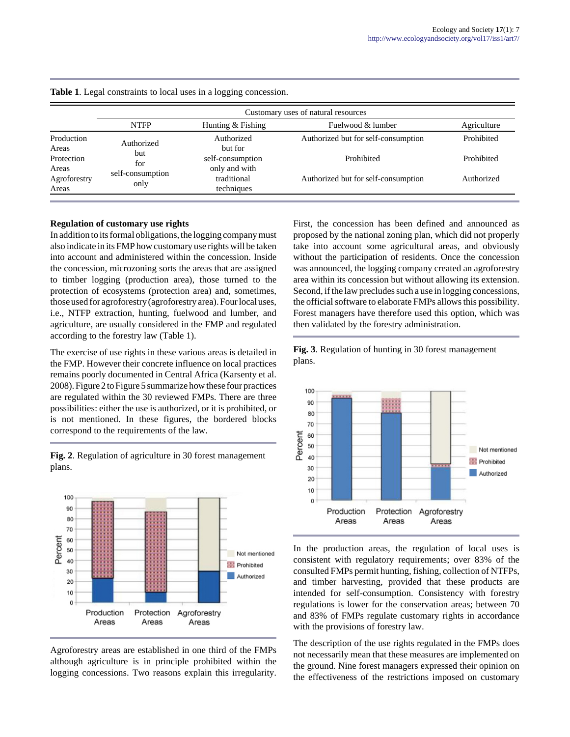**Table 1**. Legal constraints to local uses in a logging concession.

| | Customary uses of natural resources | | | |
|---|---|---|---|---|
| | NTFP | Hunting & Fishing | Fuelwood & lumber | Agriculture |
| Production Areas | Authorized but for self-consumption only | Authorized but for self-consumption only and with traditional techniques | Authorized but for self-consumption | Prohibited |
| Protection Areas | | | Prohibited | Prohibited |
| Agroforestry Areas | | | Authorized but for self-consumption | Authorized |

### Regulation of customary use rights

In addition to its formal obligations, the logging company must also indicate in its FMP how customary use rights will be taken into account and administered within the concession. Inside the concession, microzoning sorts the areas that are assigned to timber logging (production area), those turned to the protection of ecosystems (protection area) and, sometimes, those used for agroforestry (agroforestry area). Four local uses, i.e., NTFP extraction, hunting, fuelwood and lumber, and agriculture, are usually considered in the FMP and regulated according to the forestry law (Table 1).

The exercise of use rights in these various areas is detailed in the FMP. However their concrete influence on local practices remains poorly documented in Central Africa (Karsenty et al. 2008). Figure 2 to Figure 5 summarize how these four practices are regulated within the 30 reviewed FMPs. There are three possibilities: either the use is authorized, or it is prohibited, or is not mentioned. In these figures, the bordered blocks correspond to the requirements of the law.

**Fig. 2**. Regulation of agriculture in 30 forest management plans.

Agroforestry areas are established in one third of the FMPs although agriculture is in principle prohibited within the logging concessions. Two reasons explain this irregularity. First, the concession has been defined and announced as proposed by the national zoning plan, which did not properly take into account some agricultural areas, and obviously without the participation of residents. Once the concession was announced, the logging company created an agroforestry area within its concession but without allowing its extension. Second, if the law precludes such a use in logging concessions, the official software to elaborate FMPs allows this possibility. Forest managers have therefore used this option, which was then validated by the forestry administration.

**Fig. 3**. Regulation of hunting in 30 forest management plans.

In the production areas, the regulation of local uses is consistent with regulatory requirements; over 83% of the consulted FMPs permit hunting, fishing, collection of NTFPs, and timber harvesting, provided that these products are intended for self-consumption. Consistency with forestry regulations is lower for the conservation areas; between 70 and 83% of FMPs regulate customary rights in accordance with the provisions of forestry law.

The description of the use rights regulated in the FMPs does not necessarily mean that these measures are implemented on the ground. Nine forest managers expressed their opinion on the effectiveness of the restrictions imposed on customary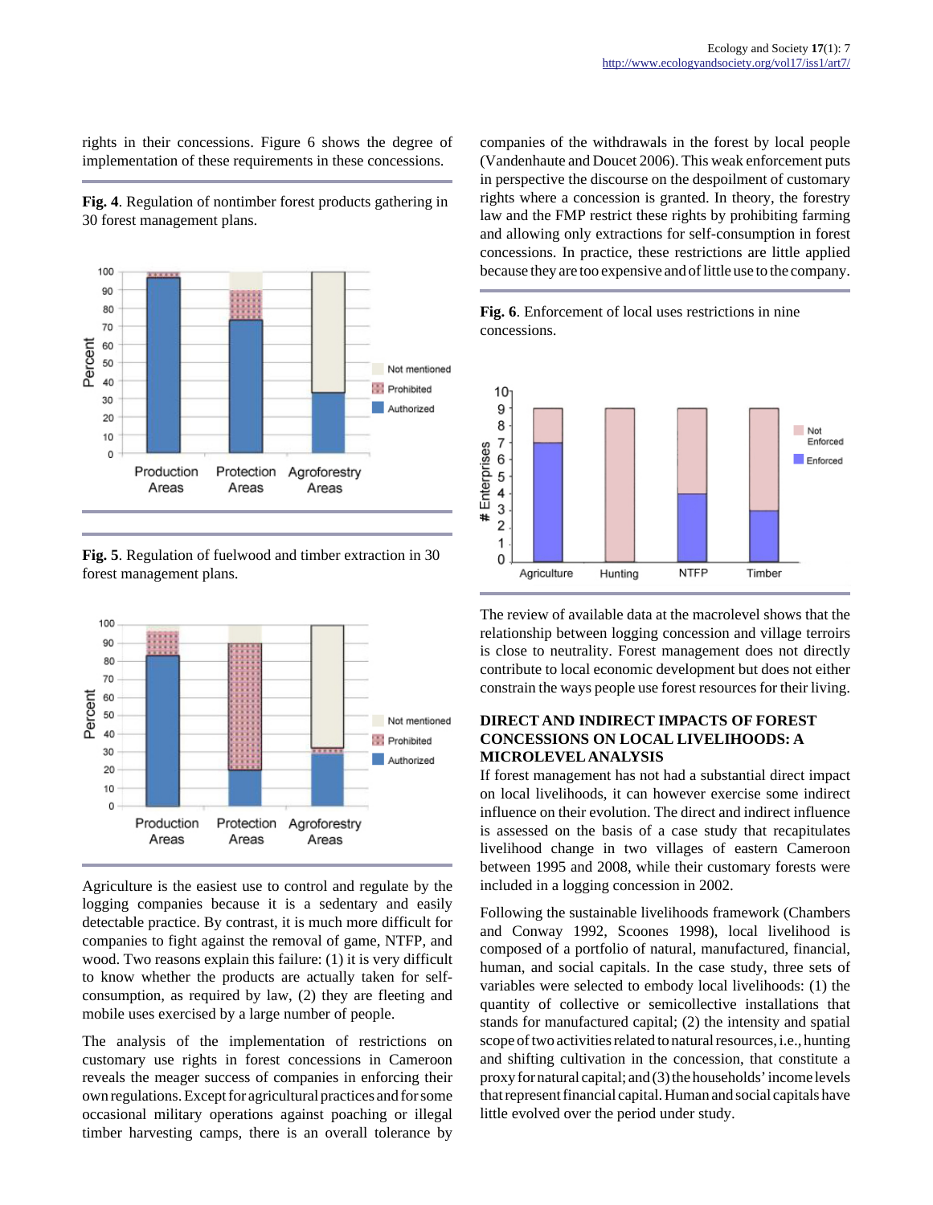rights in their concessions. Figure 6 shows the degree of implementation of these requirements in these concessions.

**Fig. 4**. Regulation of nontimber forest products gathering in 30 forest management plans.

**Fig. 5**. Regulation of fuelwood and timber extraction in 30 forest management plans.

Agriculture is the easiest use to control and regulate by the logging companies because it is a sedentary and easily detectable practice. By contrast, it is much more difficult for companies to fight against the removal of game, NTFP, and wood. Two reasons explain this failure: (1) it is very difficult to know whether the products are actually taken for self-consumption, as required by law, (2) they are fleeting and mobile uses exercised by a large number of people.

The analysis of the implementation of restrictions on customary use rights in forest concessions in Cameroon reveals the meager success of companies in enforcing their own regulations. Except for agricultural practices and for some occasional military operations against poaching or illegal timber harvesting camps, there is an overall tolerance by companies of the withdrawals in the forest by local people (Vandenhaute and Doucet 2006). This weak enforcement puts in perspective the discourse on the despoilment of customary rights where a concession is granted. In theory, the forestry law and the FMP restrict these rights by prohibiting farming and allowing only extractions for self-consumption in forest concessions. In practice, these restrictions are little applied because they are too expensive and of little use to the company.

**Fig. 6**. Enforcement of local uses restrictions in nine concessions.

The review of available data at the macrolevel shows that the relationship between logging concession and village terroirs is close to neutrality. Forest management does not directly contribute to local economic development but does not either constrain the ways people use forest resources for their living.

## DIRECT AND INDIRECT IMPACTS OF FOREST CONCESSIONS ON LOCAL LIVELIHOODS: A MICROLEVEL ANALYSIS

If forest management has not had a substantial direct impact on local livelihoods, it can however exercise some indirect influence on their evolution. The direct and indirect influence is assessed on the basis of a case study that recapitulates livelihood change in two villages of eastern Cameroon between 1995 and 2008, while their customary forests were included in a logging concession in 2002.

Following the sustainable livelihoods framework (Chambers and Conway 1992, Scoones 1998), local livelihood is composed of a portfolio of natural, manufactured, financial, human, and social capitals. In the case study, three sets of variables were selected to embody local livelihoods: (1) the quantity of collective or semicollective installations that stands for manufactured capital; (2) the intensity and spatial scope of two activities related to natural resources, i.e., hunting and shifting cultivation in the concession, that constitute a proxy for natural capital; and (3) the households' income levels that represent financial capital. Human and social capitals have little evolved over the period under study.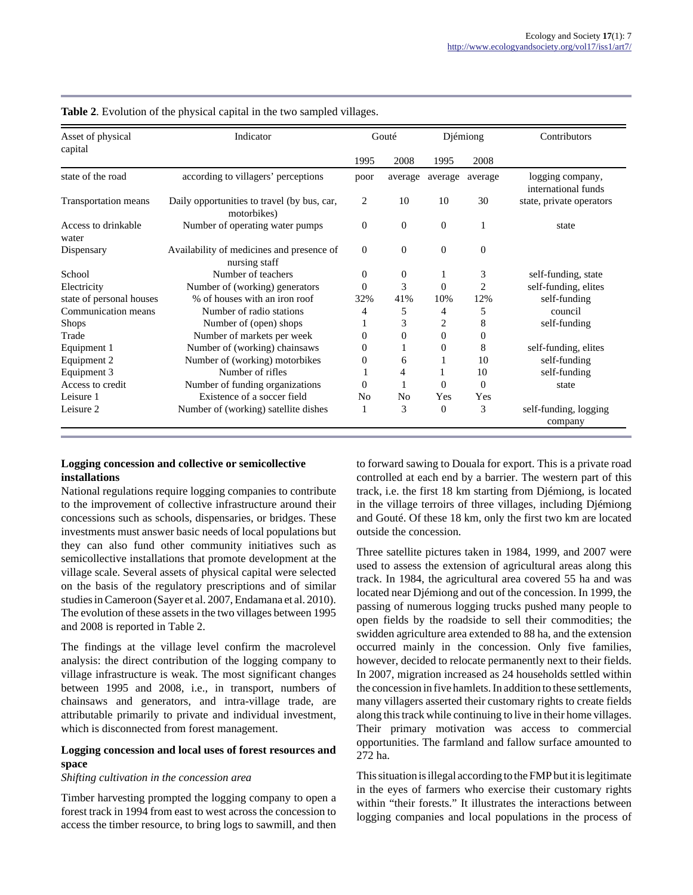**Table 2**. Evolution of the physical capital in the two sampled villages.

| Asset of physical capital | Indicator | Gouté | | Djémiong | | Contributors |
|---|---|---|---|---|---|---|
| | | 1995 | 2008 | 1995 | 2008 | |
| state of the road | according to villagers' perceptions | poor | average | average | average | logging company, international funds |
| Transportation means | Daily opportunities to travel (by bus, car, motorbikes) | 2 | 10 | 10 | 30 | state, private operators |
| Access to drinkable water | Number of operating water pumps | 0 | 0 | 0 | 1 | state |
| Dispensary | Availability of medicines and presence of nursing staff | 0 | 0 | 0 | 0 | |
| School | Number of teachers | 0 | 0 | 1 | 3 | self-funding, state |
| Electricity | Number of (working) generators | 0 | 3 | 0 | 2 | self-funding, elites |
| state of personal houses | % of houses with an iron roof | 32% | 41% | 10% | 12% | self-funding |
| Communication means | Number of radio stations | 4 | 5 | 4 | 5 | council |
| Shops | Number of (open) shops | 1 | 3 | 2 | 8 | self-funding |
| Trade | Number of markets per week | 0 | 0 | 0 | 0 | |
| Equipment 1 | Number of (working) chainsaws | 0 | 1 | 0 | 8 | self-funding, elites |
| Equipment 2 | Number of (working) motorbikes | 0 | 6 | 1 | 10 | self-funding |
| Equipment 3 | Number of rifles | 1 | 4 | 1 | 10 | self-funding |
| Access to credit | Number of funding organizations | 0 | 1 | 0 | 0 | state |
| Leisure 1 | Existence of a soccer field | No | No | Yes | Yes | |
| Leisure 2 | Number of (working) satellite dishes | 1 | 3 | 0 | 3 | self-funding, logging company |

### Logging concession and collective or semicollective installations

National regulations require logging companies to contribute to the improvement of collective infrastructure around their concessions such as schools, dispensaries, or bridges. These investments must answer basic needs of local populations but they can also fund other community initiatives such as semicollective installations that promote development at the village scale. Several assets of physical capital were selected on the basis of the regulatory prescriptions and of similar studies in Cameroon (Sayer et al. 2007, Endamana et al. 2010). The evolution of these assets in the two villages between 1995 and 2008 is reported in Table 2.

The findings at the village level confirm the macrolevel analysis: the direct contribution of the logging company to village infrastructure is weak. The most significant changes between 1995 and 2008, i.e., in transport, numbers of chainsaws and generators, and intra-village trade, are attributable primarily to private and individual investment, which is disconnected from forest management.

### Logging concession and local uses of forest resources and space

*Shifting cultivation in the concession area*

Timber harvesting prompted the logging company to open a forest track in 1994 from east to west across the concession to access the timber resource, to bring logs to sawmill, and then to forward sawing to Douala for export. This is a private road controlled at each end by a barrier. The western part of this track, i.e. the first 18 km starting from Djémiong, is located in the village terroirs of three villages, including Djémiong and Gouté. Of these 18 km, only the first two km are located outside the concession.

Three satellite pictures taken in 1984, 1999, and 2007 were used to assess the extension of agricultural areas along this track. In 1984, the agricultural area covered 55 ha and was located near Djémiong and out of the concession. In 1999, the passing of numerous logging trucks pushed many people to open fields by the roadside to sell their commodities; the swidden agriculture area extended to 88 ha, and the extension occurred mainly in the concession. Only five families, however, decided to relocate permanently next to their fields. In 2007, migration increased as 24 households settled within the concession in five hamlets. In addition to these settlements, many villagers asserted their customary rights to create fields along this track while continuing to live in their home villages. Their primary motivation was access to commercial opportunities. The farmland and fallow surface amounted to 272 ha.

This situation is illegal according to the FMP but it is legitimate in the eyes of farmers who exercise their customary rights within "their forests." It illustrates the interactions between logging companies and local populations in the process of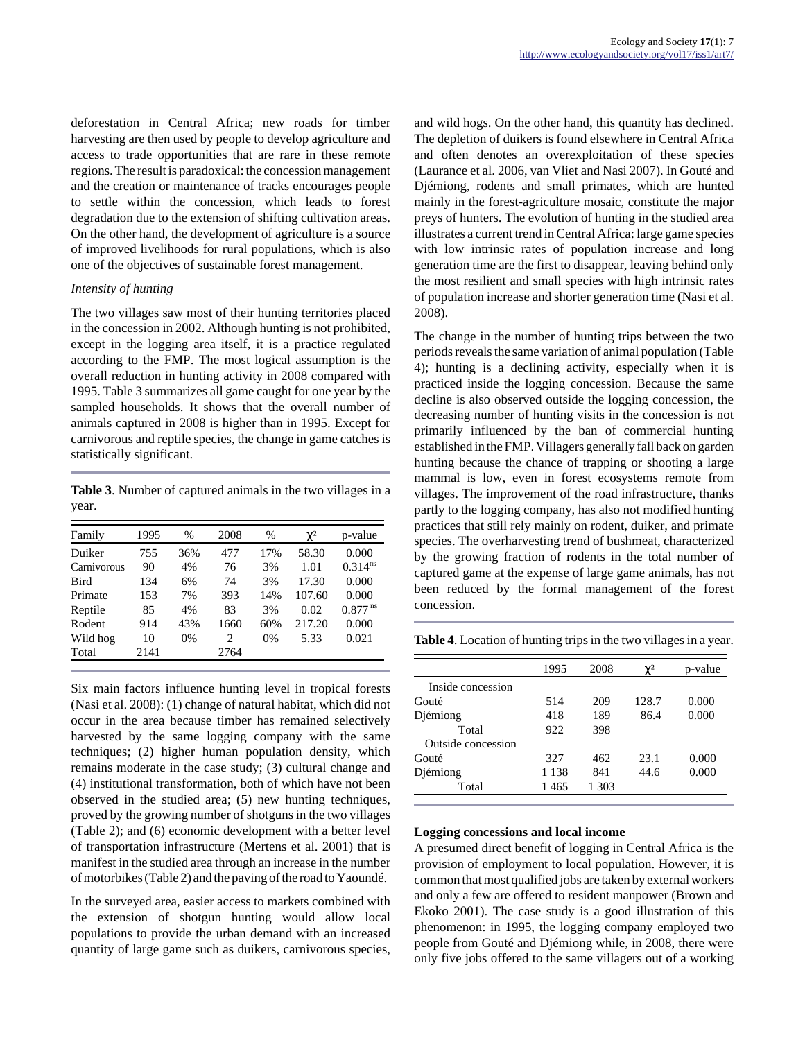deforestation in Central Africa; new roads for timber harvesting are then used by people to develop agriculture and access to trade opportunities that are rare in these remote regions. The result is paradoxical: the concession management and the creation or maintenance of tracks encourages people to settle within the concession, which leads to forest degradation due to the extension of shifting cultivation areas. On the other hand, the development of agriculture is a source of improved livelihoods for rural populations, which is also one of the objectives of sustainable forest management.

*Intensity of hunting*

The two villages saw most of their hunting territories placed in the concession in 2002. Although hunting is not prohibited, except in the logging area itself, it is a practice regulated according to the FMP. The most logical assumption is the overall reduction in hunting activity in 2008 compared with 1995. Table 3 summarizes all game caught for one year by the sampled households. It shows that the overall number of animals captured in 2008 is higher than in 1995. Except for carnivorous and reptile species, the change in game catches is statistically significant.

**Table 3**. Number of captured animals in the two villages in a year.

| Family | 1995 | % | 2008 | % | $\chi^2$ | p-value |
|---|---|---|---|---|---|---|
| Duiker | 755 | 36% | 477 | 17% | 58.30 | 0.000 |
| Carnivorous | 90 | 4% | 76 | 3% | 1.01 | $0.314^{ns}$ |
| Bird | 134 | 6% | 74 | 3% | 17.30 | 0.000 |
| Primate | 153 | 7% | 393 | 14% | 107.60 | 0.000 |
| Reptile | 85 | 4% | 83 | 3% | 0.02 | $0.877^{ns}$ |
| Rodent | 914 | 43% | 1660 | 60% | 217.20 | 0.000 |
| Wild hog | 10 | 0% | 2 | 0% | 5.33 | 0.021 |
| Total | 2141 | | 2764 | | | |

Six main factors influence hunting level in tropical forests (Nasi et al. 2008): (1) change of natural habitat, which did not occur in the area because timber has remained selectively harvested by the same logging company with the same techniques; (2) higher human population density, which remains moderate in the case study; (3) cultural change and (4) institutional transformation, both of which have not been observed in the studied area; (5) new hunting techniques, proved by the growing number of shotguns in the two villages (Table 2); and (6) economic development with a better level of transportation infrastructure (Mertens et al. 2001) that is manifest in the studied area through an increase in the number of motorbikes (Table 2) and the paving of the road to Yaoundé.

In the surveyed area, easier access to markets combined with the extension of shotgun hunting would allow local populations to provide the urban demand with an increased quantity of large game such as duikers, carnivorous species, and wild hogs. On the other hand, this quantity has declined. The depletion of duikers is found elsewhere in Central Africa and often denotes an overexploitation of these species (Laurance et al. 2006, van Vliet and Nasi 2007). In Gouté and Djémiong, rodents and small primates, which are hunted mainly in the forest-agriculture mosaic, constitute the major preys of hunters. The evolution of hunting in the studied area illustrates a current trend in Central Africa: large game species with low intrinsic rates of population increase and long generation time are the first to disappear, leaving behind only the most resilient and small species with high intrinsic rates of population increase and shorter generation time (Nasi et al. 2008).

The change in the number of hunting trips between the two periods reveals the same variation of animal population (Table 4); hunting is a declining activity, especially when it is practiced inside the logging concession. Because the same decline is also observed outside the logging concession, the decreasing number of hunting visits in the concession is not primarily influenced by the ban of commercial hunting established in the FMP. Villagers generally fall back on garden hunting because the chance of trapping or shooting a large mammal is low, even in forest ecosystems remote from villages. The improvement of the road infrastructure, thanks partly to the logging company, has also not modified hunting practices that still rely mainly on rodent, duiker, and primate species. The overharvesting trend of bushmeat, characterized by the growing fraction of rodents in the total number of captured game at the expense of large game animals, has not been reduced by the formal management of the forest concession.

**Table 4**. Location of hunting trips in the two villages in a year.

| | 1995 | 2008 | $\chi^2$ | p-value |
|---|---|---|---|---|
| Inside concession | | | | |
| Gouté | 514 | 209 | 128.7 | 0.000 |
| Djémiong | 418 | 189 | 86.4 | 0.000 |
| Total | 922 | 398 | | |
| Outside concession | | | | |
| Gouté | 327 | 462 | 23.1 | 0.000 |
| Djémiong | 1 138 | 841 | 44.6 | 0.000 |
| Total | 1 465 | 1 303 | | |

**Logging concessions and local income**

A presumed direct benefit of logging in Central Africa is the provision of employment to local population. However, it is common that most qualified jobs are taken by external workers and only a few are offered to resident manpower (Brown and Ekoko 2001). The case study is a good illustration of this phenomenon: in 1995, the logging company employed two people from Gouté and Djémiong while, in 2008, there were only five jobs offered to the same villagers out of a working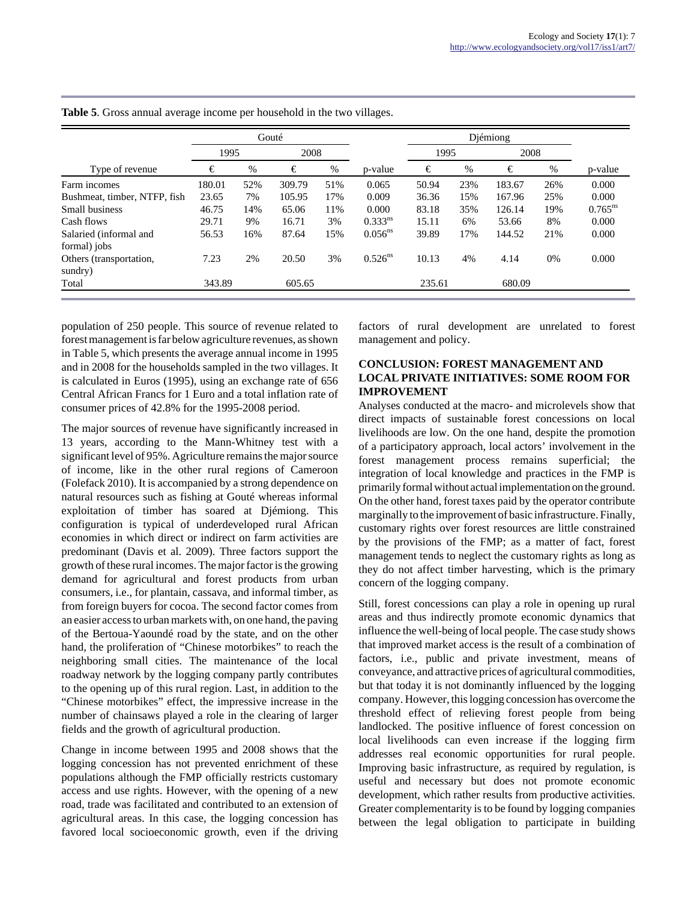**Table 5**. Gross annual average income per household in the two villages.

| | Gouté | | | | | Djémiong | | | | |
|---|---|---|---|---|---|---|---|---|---|---|
| | 1995 | | 2008 | | | 1995 | | 2008 | | |
| Type of revenue | € | % | € | % | p-value | € | % | € | % | p-value |
| Farm incomes | 180.01 | 52% | 309.79 | 51% | 0.065 | 50.94 | 23% | 183.67 | 26% | 0.000 |
| Bushmeat, timber, NTFP, fish | 23.65 | 7% | 105.95 | 17% | 0.009 | 36.36 | 15% | 167.96 | 25% | 0.000 |
| Small business | 46.75 | 14% | 65.06 | 11% | 0.000 | 83.18 | 35% | 126.14 | 19% | $0.765^{ns}$ |
| Cash flows | 29.71 | 9% | 16.71 | 3% | $0.333^{ns}$ | 15.11 | 6% | 53.66 | 8% | 0.000 |
| Salaried (informal and formal) jobs | 56.53 | 16% | 87.64 | 15% | $0.056^{ns}$ | 39.89 | 17% | 144.52 | 21% | 0.000 |
| Others (transportation, sundry) | 7.23 | 2% | 20.50 | 3% | $0.526^{ns}$ | 10.13 | 4% | 4.14 | 0% | 0.000 |
| Total | 343.89 | | 605.65 | | | 235.61 | | 680.09 | | |

population of 250 people. This source of revenue related to forest management is far below agriculture revenues, as shown in Table 5, which presents the average annual income in 1995 and in 2008 for the households sampled in the two villages. It is calculated in Euros (1995), using an exchange rate of 656 Central African Francs for 1 Euro and a total inflation rate of consumer prices of 42.8% for the 1995-2008 period.

The major sources of revenue have significantly increased in 13 years, according to the Mann-Whitney test with a significant level of 95%. Agriculture remains the major source of income, like in the other rural regions of Cameroon (Folefack 2010). It is accompanied by a strong dependence on natural resources such as fishing at Gouté whereas informal exploitation of timber has soared at Djémiong. This configuration is typical of underdeveloped rural African economies in which direct or indirect on farm activities are predominant (Davis et al. 2009). Three factors support the growth of these rural incomes. The major factor is the growing demand for agricultural and forest products from urban consumers, i.e., for plantain, cassava, and informal timber, as from foreign buyers for cocoa. The second factor comes from an easier access to urban markets with, on one hand, the paving of the Bertoua-Yaoundé road by the state, and on the other hand, the proliferation of "Chinese motorbikes" to reach the neighboring small cities. The maintenance of the local roadway network by the logging company partly contributes to the opening up of this rural region. Last, in addition to the "Chinese motorbikes" effect, the impressive increase in the number of chainsaws played a role in the clearing of larger fields and the growth of agricultural production.

Change in income between 1995 and 2008 shows that the logging concession has not prevented enrichment of these populations although the FMP officially restricts customary access and use rights. However, with the opening of a new road, trade was facilitated and contributed to an extension of agricultural areas. In this case, the logging concession has favored local socioeconomic growth, even if the driving factors of rural development are unrelated to forest management and policy.

## CONCLUSION: FOREST MANAGEMENT AND LOCAL PRIVATE INITIATIVES: SOME ROOM FOR IMPROVEMENT

Analyses conducted at the macro- and microlevels show that direct impacts of sustainable forest concessions on local livelihoods are low. On the one hand, despite the promotion of a participatory approach, local actors' involvement in the forest management process remains superficial; the integration of local knowledge and practices in the FMP is primarily formal without actual implementation on the ground. On the other hand, forest taxes paid by the operator contribute marginally to the improvement of basic infrastructure. Finally, customary rights over forest resources are little constrained by the provisions of the FMP; as a matter of fact, forest management tends to neglect the customary rights as long as they do not affect timber harvesting, which is the primary concern of the logging company.

Still, forest concessions can play a role in opening up rural areas and thus indirectly promote economic dynamics that influence the well-being of local people. The case study shows that improved market access is the result of a combination of factors, i.e., public and private investment, means of conveyance, and attractive prices of agricultural commodities, but that today it is not dominantly influenced by the logging company. However, this logging concession has overcome the threshold effect of relieving forest people from being landlocked. The positive influence of forest concession on local livelihoods can even increase if the logging firm addresses real economic opportunities for rural people. Improving basic infrastructure, as required by regulation, is useful and necessary but does not promote economic development, which rather results from productive activities. Greater complementarity is to be found by logging companies between the legal obligation to participate in building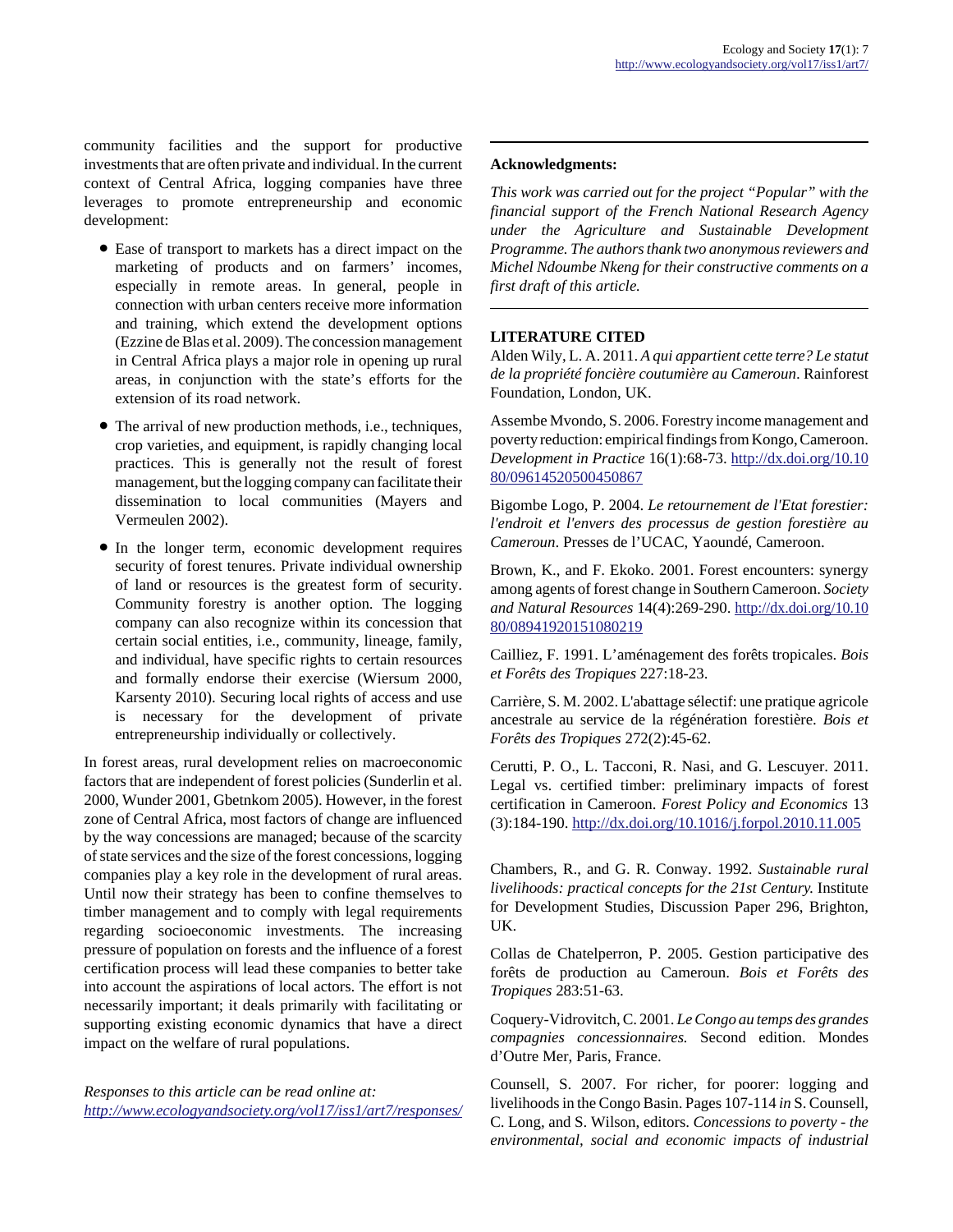community facilities and the support for productive investments that are often private and individual. In the current context of Central Africa, logging companies have three leverages to promote entrepreneurship and economic development:

- Ease of transport to markets has a direct impact on the marketing of products and on farmers' incomes, especially in remote areas. In general, people in connection with urban centers receive more information and training, which extend the development options (Ezzine de Blas et al. 2009). The concession management in Central Africa plays a major role in opening up rural areas, in conjunction with the state's efforts for the extension of its road network.
- The arrival of new production methods, i.e., techniques, crop varieties, and equipment, is rapidly changing local practices. This is generally not the result of forest management, but the logging company can facilitate their dissemination to local communities (Mayers and Vermeulen 2002).
- In the longer term, economic development requires security of forest tenures. Private individual ownership of land or resources is the greatest form of security. Community forestry is another option. The logging company can also recognize within its concession that certain social entities, i.e., community, lineage, family, and individual, have specific rights to certain resources and formally endorse their exercise (Wiersum 2000, Karsenty 2010). Securing local rights of access and use is necessary for the development of private entrepreneurship individually or collectively.

In forest areas, rural development relies on macroeconomic factors that are independent of forest policies (Sunderlin et al. 2000, Wunder 2001, Gbetnkom 2005). However, in the forest zone of Central Africa, most factors of change are influenced by the way concessions are managed; because of the scarcity of state services and the size of the forest concessions, logging companies play a key role in the development of rural areas. Until now their strategy has been to confine themselves to timber management and to comply with legal requirements regarding socioeconomic investments. The increasing pressure of population on forests and the influence of a forest certification process will lead these companies to better take into account the aspirations of local actors. The effort is not necessarily important; it deals primarily with facilitating or supporting existing economic dynamics that have a direct impact on the welfare of rural populations.

*Responses to this article can be read online at:*
*http://www.ecologyandsociety.org/vol17/iss1/art7/responses/*

---

**Acknowledgments:**

*This work was carried out for the project "Popular" with the financial support of the French National Research Agency under the Agriculture and Sustainable Development Programme. The authors thank two anonymous reviewers and Michel Ndoumbe Nkeng for their constructive comments on a first draft of this article.*

---

## LITERATURE CITED

Alden Wily, L. A. 2011. *A qui appartient cette terre? Le statut de la propriété foncière coutumière au Cameroun*. Rainforest Foundation, London, UK.

Assembe Mvondo, S. 2006. Forestry income management and poverty reduction: empirical findings from Kongo, Cameroon. *Development in Practice* 16(1):68-73. http://dx.doi.org/10.1080/09614520500450867

Bigombe Logo, P. 2004. *Le retournement de l'Etat forestier: l'endroit et l'envers des processus de gestion forestière au Cameroun*. Presses de l'UCAC, Yaoundé, Cameroon.

Brown, K., and F. Ekoko. 2001. Forest encounters: synergy among agents of forest change in Southern Cameroon. *Society and Natural Resources* 14(4):269-290. http://dx.doi.org/10.1080/08941920151080219

Cailliez, F. 1991. L'aménagement des forêts tropicales. *Bois et Forêts des Tropiques* 227:18-23.

Carrière, S. M. 2002. L'abattage sélectif: une pratique agricole ancestrale au service de la régénération forestière. *Bois et Forêts des Tropiques* 272(2):45-62.

Cerutti, P. O., L. Tacconi, R. Nasi, and G. Lescuyer. 2011. Legal vs. certified timber: preliminary impacts of forest certification in Cameroon. *Forest Policy and Economics* 13(3):184-190. http://dx.doi.org/10.1016/j.forpol.2010.11.005

Chambers, R., and G. R. Conway. 1992. *Sustainable rural livelihoods: practical concepts for the 21st Century.* Institute for Development Studies, Discussion Paper 296, Brighton, UK.

Collas de Chatelperron, P. 2005. Gestion participative des forêts de production au Cameroun. *Bois et Forêts des Tropiques* 283:51-63.

Coquery-Vidrovitch, C. 2001. *Le Congo au temps des grandes compagnies concessionnaires.* Second edition. Mondes d'Outre Mer, Paris, France.

Counsell, S. 2007. For richer, for poorer: logging and livelihoods in the Congo Basin. Pages 107-114 *in* S. Counsell, C. Long, and S. Wilson, editors. *Concessions to poverty - the environmental, social and economic impacts of industrial*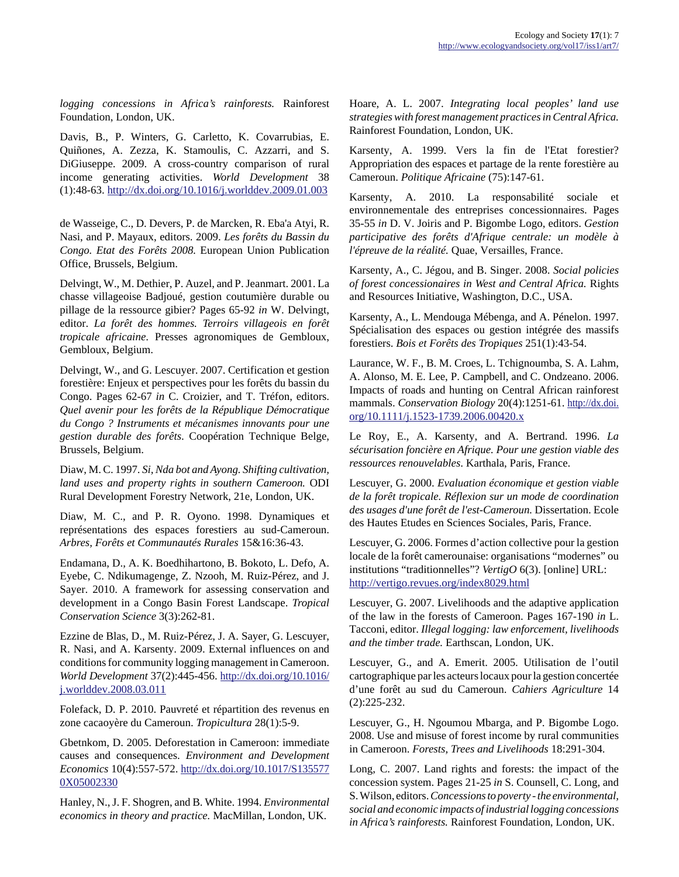*logging concessions in Africa's rainforests.* Rainforest Foundation, London, UK.

Davis, B., P. Winters, G. Carletto, K. Covarrubias, E. Quiñones, A. Zezza, K. Stamoulis, C. Azzarri, and S. DiGiuseppe. 2009. A cross-country comparison of rural income generating activities. *World Development* 38 (1):48-63. http://dx.doi.org/10.1016/j.worlddev.2009.01.003

de Wasseige, C., D. Devers, P. de Marcken, R. Eba'a Atyi, R. Nasi, and P. Mayaux, editors. 2009. *Les forêts du Bassin du Congo. Etat des Forêts 2008.* European Union Publication Office, Brussels, Belgium.

Delvingt, W., M. Dethier, P. Auzel, and P. Jeanmart. 2001. La chasse villageoise Badjoué, gestion coutumière durable ou pillage de la ressource gibier? Pages 65-92 *in* W. Delvingt, editor. *La forêt des hommes. Terroirs villageois en forêt tropicale africaine*. Presses agronomiques de Gembloux, Gembloux, Belgium.

Delvingt, W., and G. Lescuyer. 2007. Certification et gestion forestière: Enjeux et perspectives pour les forêts du bassin du Congo. Pages 62-67 *in* C. Croizier, and T. Tréfon, editors. *Quel avenir pour les forêts de la République Démocratique du Congo ? Instruments et mécanismes innovants pour une gestion durable des forêts*. Coopération Technique Belge, Brussels, Belgium.

Diaw, M. C. 1997. *Si, Nda bot and Ayong. Shifting cultivation, land uses and property rights in southern Cameroon.* ODI Rural Development Forestry Network, 21e, London, UK.

Diaw, M. C., and P. R. Oyono. 1998. Dynamiques et représentations des espaces forestiers au sud-Cameroun. *Arbres, Forêts et Communautés Rurales* 15&16:36-43.

Endamana, D., A. K. Boedhihartono, B. Bokoto, L. Defo, A. Eyebe, C. Ndikumagenge, Z. Nzooh, M. Ruiz-Pérez, and J. Sayer. 2010. A framework for assessing conservation and development in a Congo Basin Forest Landscape. *Tropical Conservation Science* 3(3):262-81.

Ezzine de Blas, D., M. Ruiz-Pérez, J. A. Sayer, G. Lescuyer, R. Nasi, and A. Karsenty. 2009. External influences on and conditions for community logging management in Cameroon. *World Development* 37(2):445-456. http://dx.doi.org/10.1016/j.worlddev.2008.03.011

Folefack, D. P. 2010. Pauvreté et répartition des revenus en zone cacaoyère du Cameroun. *Tropicultura* 28(1):5-9.

Gbetnkom, D. 2005. Deforestation in Cameroon: immediate causes and consequences. *Environment and Development Economics* 10(4):557-572. http://dx.doi.org/10.1017/S1355770X05002330

Hanley, N., J. F. Shogren, and B. White. 1994. *Environmental economics in theory and practice.* MacMillan, London, UK.

Hoare, A. L. 2007. *Integrating local peoples' land use strategies with forest management practices in Central Africa.* Rainforest Foundation, London, UK.

Karsenty, A. 1999. Vers la fin de l'Etat forestier? Appropriation des espaces et partage de la rente forestière au Cameroun. *Politique Africaine* (75):147-61.

Karsenty, A. 2010. La responsabilité sociale et environnementale des entreprises concessionnaires. Pages 35-55 *in* D. V. Joiris and P. Bigombe Logo, editors. *Gestion participative des forêts d'Afrique centrale: un modèle à l'épreuve de la réalité.* Quae, Versailles, France.

Karsenty, A., C. Jégou, and B. Singer. 2008. *Social policies of forest concessionaires in West and Central Africa.* Rights and Resources Initiative, Washington, D.C., USA.

Karsenty, A., L. Mendouga Mébenga, and A. Pénelon. 1997. Spécialisation des espaces ou gestion intégrée des massifs forestiers. *Bois et Forêts des Tropiques* 251(1):43-54.

Laurance, W. F., B. M. Croes, L. Tchignoumba, S. A. Lahm, A. Alonso, M. E. Lee, P. Campbell, and C. Ondzeano. 2006. Impacts of roads and hunting on Central African rainforest mammals. *Conservation Biology* 20(4):1251-61. http://dx.doi.org/10.1111/j.1523-1739.2006.00420.x

Le Roy, E., A. Karsenty, and A. Bertrand. 1996. *La sécurisation foncière en Afrique. Pour une gestion viable des ressources renouvelables.* Karthala, Paris, France.

Lescuyer, G. 2000. *Evaluation économique et gestion viable de la forêt tropicale. Réflexion sur un mode de coordination des usages d'une forêt de l'est-Cameroun.* Dissertation. Ecole des Hautes Etudes en Sciences Sociales, Paris, France.

Lescuyer, G. 2006. Formes d'action collective pour la gestion locale de la forêt camerounaise: organisations "modernes" ou institutions "traditionnelles"? *VertigO* 6(3). [online] URL: http://vertigo.revues.org/index8029.html

Lescuyer, G. 2007. Livelihoods and the adaptive application of the law in the forests of Cameroon. Pages 167-190 *in* L. Tacconi, editor. *Illegal logging: law enforcement, livelihoods and the timber trade.* Earthscan, London, UK.

Lescuyer, G., and A. Emerit. 2005. Utilisation de l'outil cartographique par les acteurs locaux pour la gestion concertée d'une forêt au sud du Cameroun. *Cahiers Agriculture* 14 (2):225-232.

Lescuyer, G., H. Ngoumou Mbarga, and P. Bigombe Logo. 2008. Use and misuse of forest income by rural communities in Cameroon. *Forests, Trees and Livelihoods* 18:291-304.

Long, C. 2007. Land rights and forests: the impact of the concession system. Pages 21-25 *in* S. Counsell, C. Long, and S. Wilson, editors. *Concessions to poverty - the environmental, social and economic impacts of industrial logging concessions in Africa's rainforests.* Rainforest Foundation, London, UK.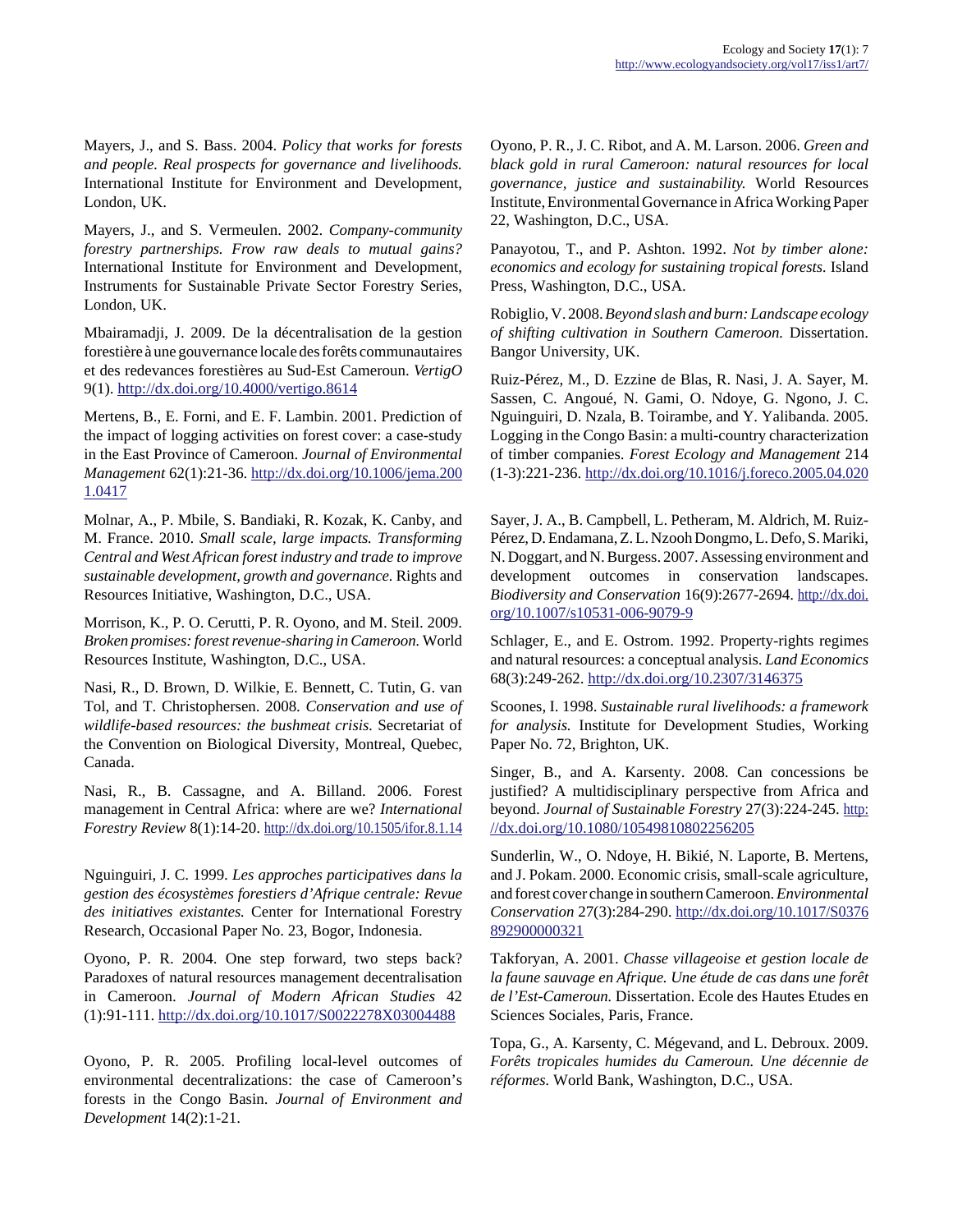Mayers, J., and S. Bass. 2004. *Policy that works for forests and people. Real prospects for governance and livelihoods.* International Institute for Environment and Development, London, UK.

Mayers, J., and S. Vermeulen. 2002. *Company-community forestry partnerships. Frow raw deals to mutual gains?* International Institute for Environment and Development, Instruments for Sustainable Private Sector Forestry Series, London, UK.

Mbairamadji, J. 2009. De la décentralisation de la gestion forestière à une gouvernance locale des forêts communautaires et des redevances forestières au Sud-Est Cameroun. *VertigO* 9(1). http://dx.doi.org/10.4000/vertigo.8614

Mertens, B., E. Forni, and E. F. Lambin. 2001. Prediction of the impact of logging activities on forest cover: a case-study in the East Province of Cameroon. *Journal of Environmental Management* 62(1):21-36. http://dx.doi.org/10.1006/jema.2001.0417

Molnar, A., P. Mbile, S. Bandiaki, R. Kozak, K. Canby, and M. France. 2010. *Small scale, large impacts. Transforming Central and West African forest industry and trade to improve sustainable development, growth and governance.* Rights and Resources Initiative, Washington, D.C., USA.

Morrison, K., P. O. Cerutti, P. R. Oyono, and M. Steil. 2009. *Broken promises: forest revenue-sharing in Cameroon.* World Resources Institute, Washington, D.C., USA.

Nasi, R., D. Brown, D. Wilkie, E. Bennett, C. Tutin, G. van Tol, and T. Christophersen. 2008. *Conservation and use of wildlife-based resources: the bushmeat crisis.* Secretariat of the Convention on Biological Diversity, Montreal, Quebec, Canada.

Nasi, R., B. Cassagne, and A. Billand. 2006. Forest management in Central Africa: where are we? *International Forestry Review* 8(1):14-20. http://dx.doi.org/10.1505/ifor.8.1.14

Nguinguiri, J. C. 1999. *Les approches participatives dans la gestion des écosystèmes forestiers d'Afrique centrale: Revue des initiatives existantes.* Center for International Forestry Research, Occasional Paper No. 23, Bogor, Indonesia.

Oyono, P. R. 2004. One step forward, two steps back? Paradoxes of natural resources management decentralisation in Cameroon. *Journal of Modern African Studies* 42 (1):91-111. http://dx.doi.org/10.1017/S0022278X03004488

Oyono, P. R. 2005. Profiling local-level outcomes of environmental decentralizations: the case of Cameroon's forests in the Congo Basin. *Journal of Environment and Development* 14(2):1-21.

Oyono, P. R., J. C. Ribot, and A. M. Larson. 2006. *Green and black gold in rural Cameroon: natural resources for local governance, justice and sustainability.* World Resources Institute, Environmental Governance in Africa Working Paper 22, Washington, D.C., USA.

Panayotou, T., and P. Ashton. 1992. *Not by timber alone: economics and ecology for sustaining tropical forests.* Island Press, Washington, D.C., USA.

Robiglio, V. 2008. *Beyond slash and burn: Landscape ecology of shifting cultivation in Southern Cameroon.* Dissertation. Bangor University, UK.

Ruiz-Pérez, M., D. Ezzine de Blas, R. Nasi, J. A. Sayer, M. Sassen, C. Angoué, N. Gami, O. Ndoye, G. Ngono, J. C. Nguinguiri, D. Nzala, B. Toirambe, and Y. Yalibanda. 2005. Logging in the Congo Basin: a multi-country characterization of timber companies. *Forest Ecology and Management* 214 (1-3):221-236. http://dx.doi.org/10.1016/j.foreco.2005.04.020

Sayer, J. A., B. Campbell, L. Petheram, M. Aldrich, M. Ruiz-Pérez, D. Endamana, Z. L. Nzooh Dongmo, L. Defo, S. Mariki, N. Doggart, and N. Burgess. 2007. Assessing environment and development outcomes in conservation landscapes. *Biodiversity and Conservation* 16(9):2677-2694. http://dx.doi.org/10.1007/s10531-006-9079-9

Schlager, E., and E. Ostrom. 1992. Property-rights regimes and natural resources: a conceptual analysis. *Land Economics* 68(3):249-262. http://dx.doi.org/10.2307/3146375

Scoones, I. 1998. *Sustainable rural livelihoods: a framework for analysis.* Institute for Development Studies, Working Paper No. 72, Brighton, UK.

Singer, B., and A. Karsenty. 2008. Can concessions be justified? A multidisciplinary perspective from Africa and beyond. *Journal of Sustainable Forestry* 27(3):224-245. http://dx.doi.org/10.1080/10549810802256205

Sunderlin, W., O. Ndoye, H. Bikié, N. Laporte, B. Mertens, and J. Pokam. 2000. Economic crisis, small-scale agriculture, and forest cover change in southern Cameroon. *Environmental Conservation* 27(3):284-290. http://dx.doi.org/10.1017/S0376892900000321

Takforyan, A. 2001. *Chasse villageoise et gestion locale de la faune sauvage en Afrique. Une étude de cas dans une forêt de l'Est-Cameroun.* Dissertation. Ecole des Hautes Etudes en Sciences Sociales, Paris, France.

Topa, G., A. Karsenty, C. Mégevand, and L. Debroux. 2009. *Forêts tropicales humides du Cameroun. Une décennie de réformes.* World Bank, Washington, D.C., USA.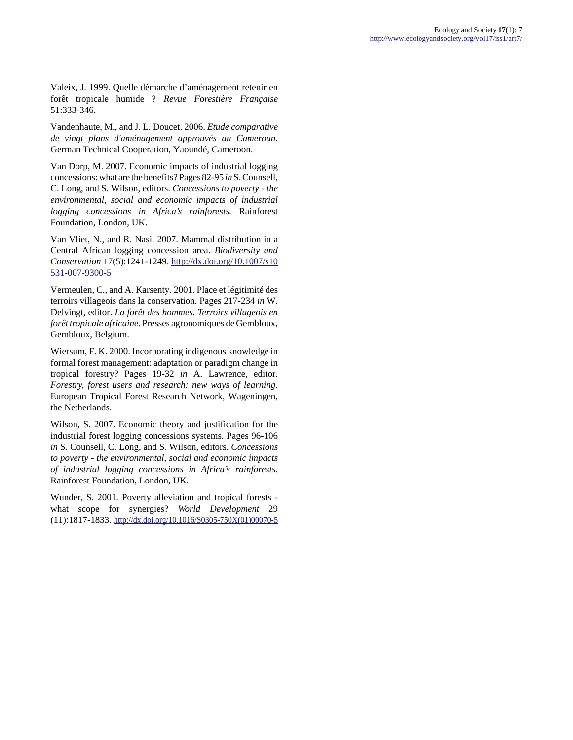Valeix, J. 1999. Quelle démarche d'aménagement retenir en forêt tropicale humide ? *Revue Forestière Française* 51:333-346.

Vandenhaute, M., and J. L. Doucet. 2006. *Etude comparative de vingt plans d'aménagement approuvés au Cameroun.* German Technical Cooperation, Yaoundé, Cameroon.

Van Dorp, M. 2007. Economic impacts of industrial logging concessions: what are the benefits? Pages 82-95 *in* S. Counsell, C. Long, and S. Wilson, editors. *Concessions to poverty - the environmental, social and economic impacts of industrial logging concessions in Africa's rainforests.* Rainforest Foundation, London, UK.

Van Vliet, N., and R. Nasi. 2007. Mammal distribution in a Central African logging concession area. *Biodiversity and Conservation* 17(5):1241-1249. http://dx.doi.org/10.1007/s10531-007-9300-5

Vermeulen, C., and A. Karsenty. 2001. Place et légitimité des terroirs villageois dans la conservation. Pages 217-234 *in* W. Delvingt, editor. *La forêt des hommes. Terroirs villageois en forêt tropicale africaine.* Presses agronomiques de Gembloux, Gembloux, Belgium.

Wiersum, F. K. 2000. Incorporating indigenous knowledge in formal forest management: adaptation or paradigm change in tropical forestry? Pages 19-32 *in* A. Lawrence, editor. *Forestry, forest users and research: new ways of learning.* European Tropical Forest Research Network, Wageningen, the Netherlands.

Wilson, S. 2007. Economic theory and justification for the industrial forest logging concessions systems. Pages 96-106 *in* S. Counsell, C. Long, and S. Wilson, editors. *Concessions to poverty - the environmental, social and economic impacts of industrial logging concessions in Africa's rainforests.* Rainforest Foundation, London, UK.

Wunder, S. 2001. Poverty alleviation and tropical forests - what scope for synergies? *World Development* 29 (11):1817-1833. http://dx.doi.org/10.1016/S0305-750X(01)00070-5